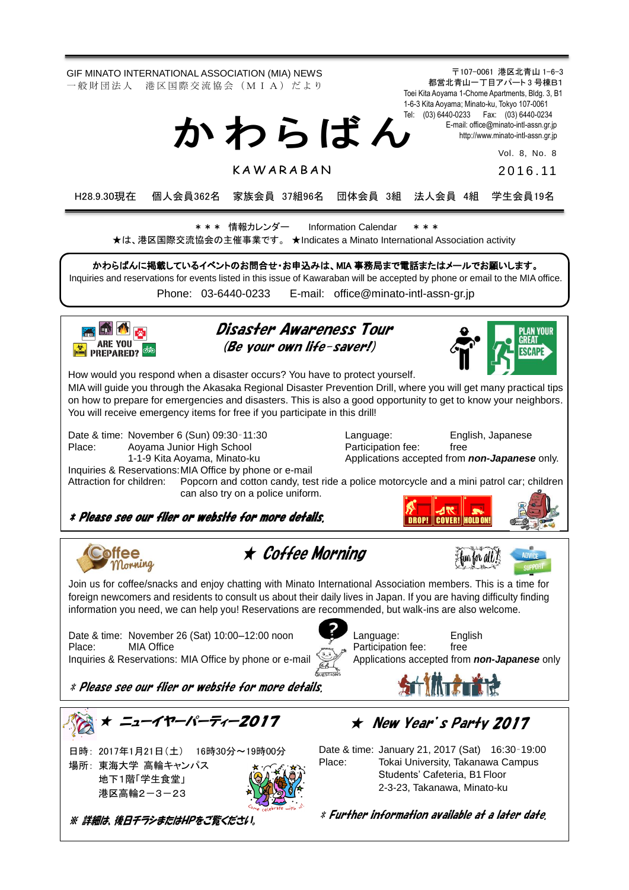GIF MINATO INTERNATIONAL ASSOCIATION (MIA) NEWS
一般財団法人　港区国際交流協会（ＭＩＡ）だより

〒107-0061 港区北青山 1-6-3
都営北青山一丁目アパート３号棟B1
Toei Kita Aoyama 1-Chome Apartments, Bldg. 3, B1
1-6-3 Kita Aoyama; Minato-ku, Tokyo 107-0061
Tel: (03) 6440-0233　Fax: (03) 6440-0234
E-mail: office@minato-intl-assn.gr.jp
http://www.minato-intl-assn.gr.jp

# かわらばん

KAWARABAN

Vol. 8, No. 8
2016.11

H28.9.30現在　個人会員362名　家族会員 37組96名　団体会員 3組　法人会員 4組　学生会員19名

＊＊＊ 情報カレンダー　Information Calendar　＊＊＊

★は、港区国際交流協会の主催事業です。 ★Indicates a Minato International Association activity

**かわらばんに掲載しているイベントのお問合せ・お申込みは、MIA 事務局まで電話またはメールでお願いします。**
Inquiries and reservations for events listed in this issue of Kawaraban will be accepted by phone or email to the MIA office.
Phone: 03-6440-0233　E-mail: office@minato-intl-assn-gr.jp

## Disaster Awareness Tour
### (Be your own life-saver!)

How would you respond when a disaster occurs? You have to protect yourself.
MIA will guide you through the Akasaka Regional Disaster Prevention Drill, where you will get many practical tips on how to prepare for emergencies and disasters. This is also a good opportunity to get to know your neighbors. You will receive emergency items for free if you participate in this drill!

Date & time: November 6 (Sun) 09:30‐11:30
Place: Aoyama Junior High School
1-1-9 Kita Aoyama, Minato-ku
Inquiries & Reservations: MIA Office by phone or e-mail
Language: English, Japanese
Participation fee: free
Applications accepted from ***non-Japanese*** only.
Attraction for children: Popcorn and cotton candy, test ride a police motorcycle and a mini patrol car; children can also try on a police uniform.

*＊Please see our flier or website for more details.*

## ★ Coffee Morning

Join us for coffee/snacks and enjoy chatting with Minato International Association members. This is a time for foreign newcomers and residents to consult us about their daily lives in Japan. If you are having difficulty finding information you need, we can help you! Reservations are recommended, but walk-ins are also welcome.

Date & time: November 26 (Sat) 10:00–12:00 noon
Place: MIA Office
Inquiries & Reservations: MIA Office by phone or e-mail
Language: English
Participation fee: free
Applications accepted from ***non-Japanese*** only

*＊Please see our flier or website for more details.*

## ★ ニューイヤーパーティー2017

日時：2017年1月21日（土）　16時30分～19時00分
場所：東海大学 高輪キャンパス
地下1階「学生食堂」
港区高輪2－3－23

*※ 詳細は、後日チラシまたはHPをご覧ください。*

## ★ New Year's Party 2017

Date & time: January 21, 2017 (Sat)　16:30‐19:00
Place: Tokai University, Takanawa Campus
Students' Cafeteria, B1 Floor
2-3-23, Takanawa, Minato-ku

*＊Further information available at a later date.*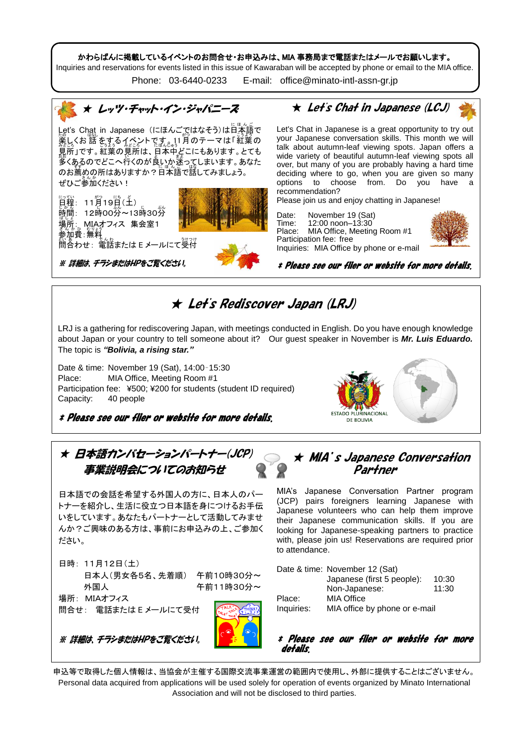かわらばんに掲載しているイベントのお問合せ・お申込みは、MIA 事務局まで電話またはメールでお願いします。
Inquiries and reservations for events listed in this issue of Kawaraban will be accepted by phone or email to the MIA office.

Phone: 03-6440-0233　　E-mail: office@minato-intl-assn-gr.jp

## ★ レッツ・チャット・イン・ジャパニーズ

Let's Chat in Japanese（にほんごではなそう）は日本語で楽しくお話をするイベントです。11月のテーマは「紅葉の見所」です。紅葉の見所は、日本中どこにもあります。とても多くあるのでどこへ行くのが良いか迷ってしまいます。あなたのお薦めの所はありますか？日本語で話してみましょう。ぜひご参加ください！

日程：11月19日(土)
時間：12時00分～13時30分
場所：MIAオフィス　集会室1
参加費：無料
問合わせ：電話またはＥメールにて受付

※ 詳細は、チラシまたはHPをご覧ください。

## ★ Let's Chat in Japanese (LCJ)

Let's Chat in Japanese is a great opportunity to try out your Japanese conversation skills. This month we will talk about autumn-leaf viewing spots. Japan offers a wide variety of beautiful autumn-leaf viewing spots all over, but many of you are probably having a hard time deciding where to go, when you are given so many options to choose from. Do you have a recommendation?
Please join us and enjoy chatting in Japanese!

Date: November 19 (Sat)
Time: 12:00 noon–13:30
Place: MIA Office, Meeting Room #1
Participation fee: free
Inquiries: MIA Office by phone or e-mail

* Please see our flier or website for more details.

## ★ Let's Rediscover Japan (LRJ)

LRJ is a gathering for rediscovering Japan, with meetings conducted in English. Do you have enough knowledge about Japan or your country to tell someone about it? Our guest speaker in November is ***Mr. Luis Eduardo.*** The topic is ***"Bolivia, a rising star."***

Date & time: November 19 (Sat), 14:00‐15:30
Place: MIA Office, Meeting Room #1
Participation fee: ¥500; ¥200 for students (student ID required)
Capacity: 40 people

* Please see our flier or website for more details.

ESTADO PLURINACIONAL DE BOLIVIA

## ★ 日本語カンバセーションパートナー(JCP) 事業説明会についてのお知らせ

日本語での会話を希望する外国人の方に、日本人のパートナーを紹介し、生活に役立つ日本語を身につけるお手伝いをしています。あなたもパートナーとして活動してみませんか？ご興味のある方は、事前にお申込みの上、ご参加ください。

日時：11月12日(土)
　日本人(男女各5名、先着順)　午前10時30分～
　外国人　午前11時30分～
場所：MIAオフィス
問合せ：電話またはＥメールにて受付

※ 詳細は、チラシまたはHPをご覧ください。

## ★ MIA's Japanese Conversation Partner

MIA's Japanese Conversation Partner program (JCP) pairs foreigners learning Japanese with Japanese volunteers who can help them improve their Japanese communication skills. If you are looking for Japanese-speaking partners to practice with, please join us! Reservations are required prior to attendance.

Date & time: November 12 (Sat)
　Japanese (first 5 people): 10:30
　Non-Japanese: 11:30
Place: MIA Office
Inquiries: MIA office by phone or e-mail

* Please see our flier or website for more details.

申込等で取得した個人情報は、当協会が主催する国際交流事業運営の範囲内で使用し、外部に提供することはございません。
Personal data acquired from applications will be used solely for operation of events organized by Minato International Association and will not be disclosed to third parties.